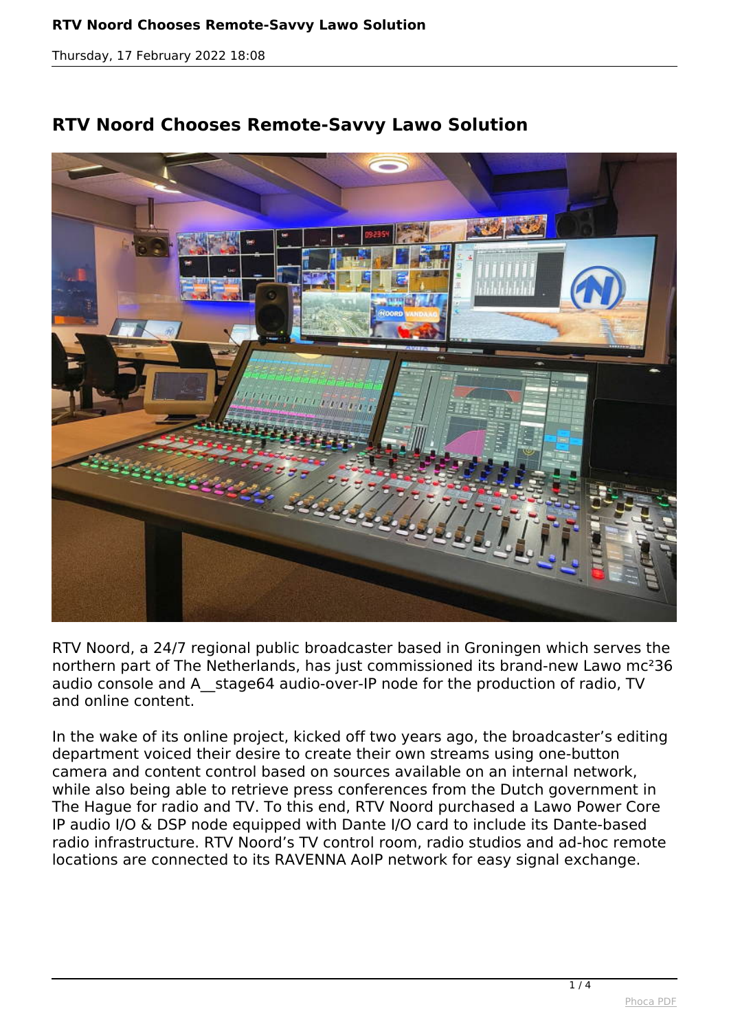# RTV Noord Chooses Remote-Savvy Lawo Solution

RTV Noord, a 24/7 regional public broadcaster based in Groningen which serves the northern part of The Netherlands, has just commissioned its brand-new Lawo mc²36 audio console and A__stage64 audio-over-IP node for the production of radio, TV and online content.

In the wake of its online project, kicked off two years ago, the broadcaster's editing department voiced their desire to create their own streams using one-button camera and content control based on sources available on an internal network, while also being able to retrieve press conferences from the Dutch government in The Hague for radio and TV. To this end, RTV Noord purchased a Lawo Power Core IP audio I/O & DSP node equipped with Dante I/O card to include its Dante-based radio infrastructure. RTV Noord's TV control room, radio studios and ad-hoc remote locations are connected to its RAVENNA AoIP network for easy signal exchange.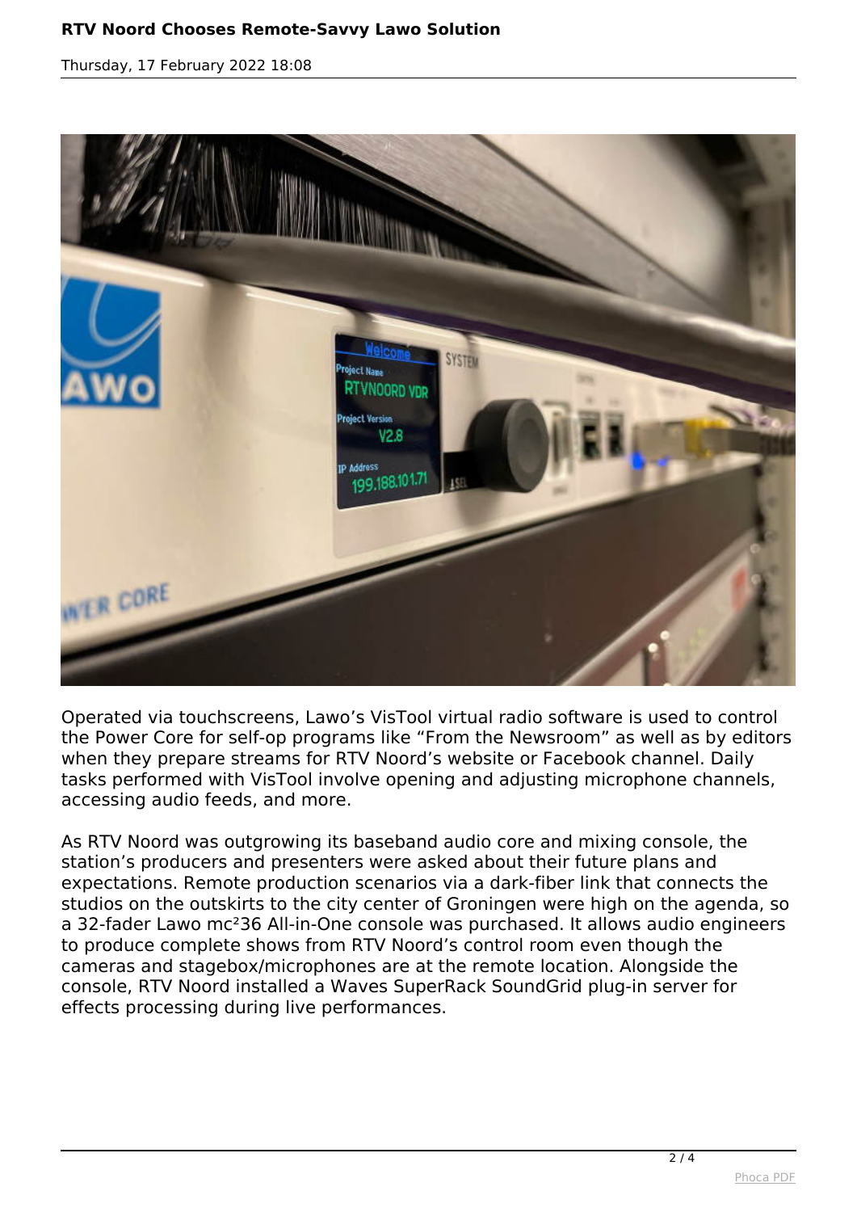Operated via touchscreens, Lawo's VisTool virtual radio software is used to control the Power Core for self-op programs like "From the Newsroom" as well as by editors when they prepare streams for RTV Noord's website or Facebook channel. Daily tasks performed with VisTool involve opening and adjusting microphone channels, accessing audio feeds, and more.

As RTV Noord was outgrowing its baseband audio core and mixing console, the station's producers and presenters were asked about their future plans and expectations. Remote production scenarios via a dark-fiber link that connects the studios on the outskirts to the city center of Groningen were high on the agenda, so a 32-fader Lawo mc²36 All-in-One console was purchased. It allows audio engineers to produce complete shows from RTV Noord's control room even though the cameras and stagebox/microphones are at the remote location. Alongside the console, RTV Noord installed a Waves SuperRack SoundGrid plug-in server for effects processing during live performances.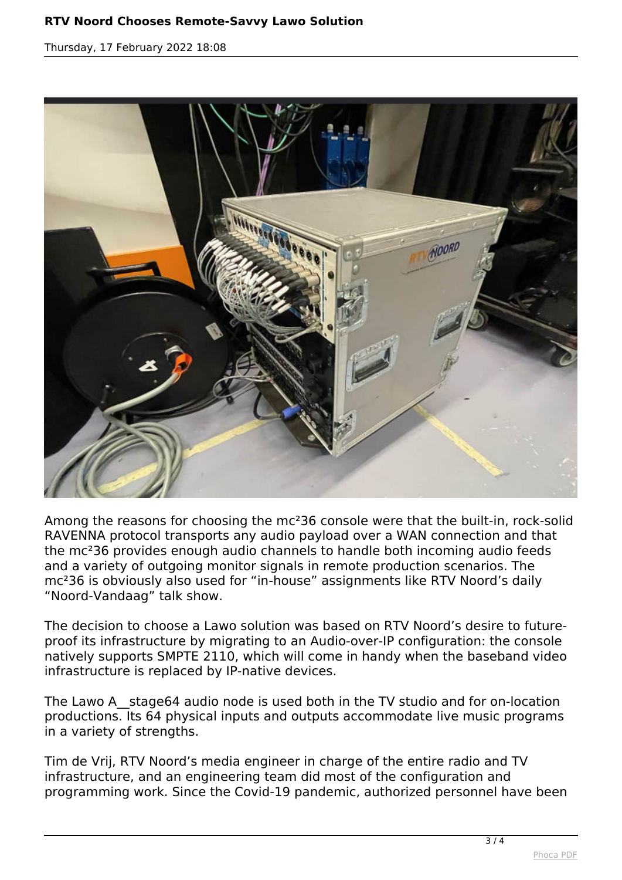Among the reasons for choosing the mc²36 console were that the built-in, rock-solid RAVENNA protocol transports any audio payload over a WAN connection and that the mc²36 provides enough audio channels to handle both incoming audio feeds and a variety of outgoing monitor signals in remote production scenarios. The mc²36 is obviously also used for “in-house” assignments like RTV Noord’s daily “Noord-Vandaag” talk show.

The decision to choose a Lawo solution was based on RTV Noord’s desire to future-proof its infrastructure by migrating to an Audio-over-IP configuration: the console natively supports SMPTE 2110, which will come in handy when the baseband video infrastructure is replaced by IP-native devices.

The Lawo A__stage64 audio node is used both in the TV studio and for on-location productions. Its 64 physical inputs and outputs accommodate live music programs in a variety of strengths.

Tim de Vrij, RTV Noord’s media engineer in charge of the entire radio and TV infrastructure, and an engineering team did most of the configuration and programming work. Since the Covid-19 pandemic, authorized personnel have been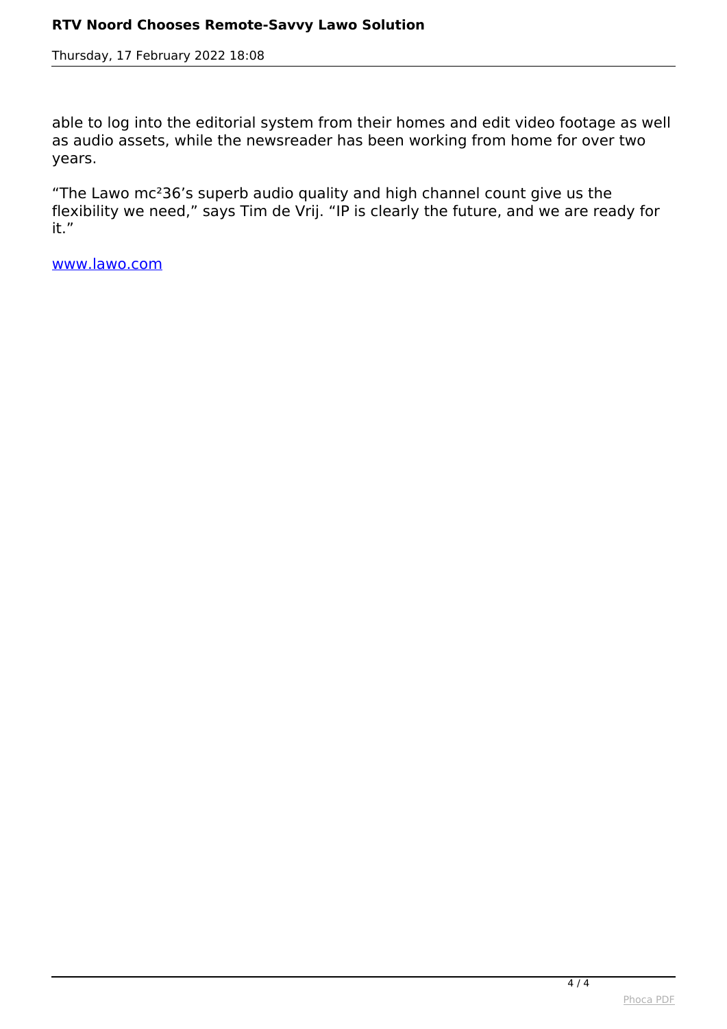able to log into the editorial system from their homes and edit video footage as well as audio assets, while the newsreader has been working from home for over two years.

“The Lawo mc²36’s superb audio quality and high channel count give us the flexibility we need,” says Tim de Vrij. “IP is clearly the future, and we are ready for it.”

www.lawo.com